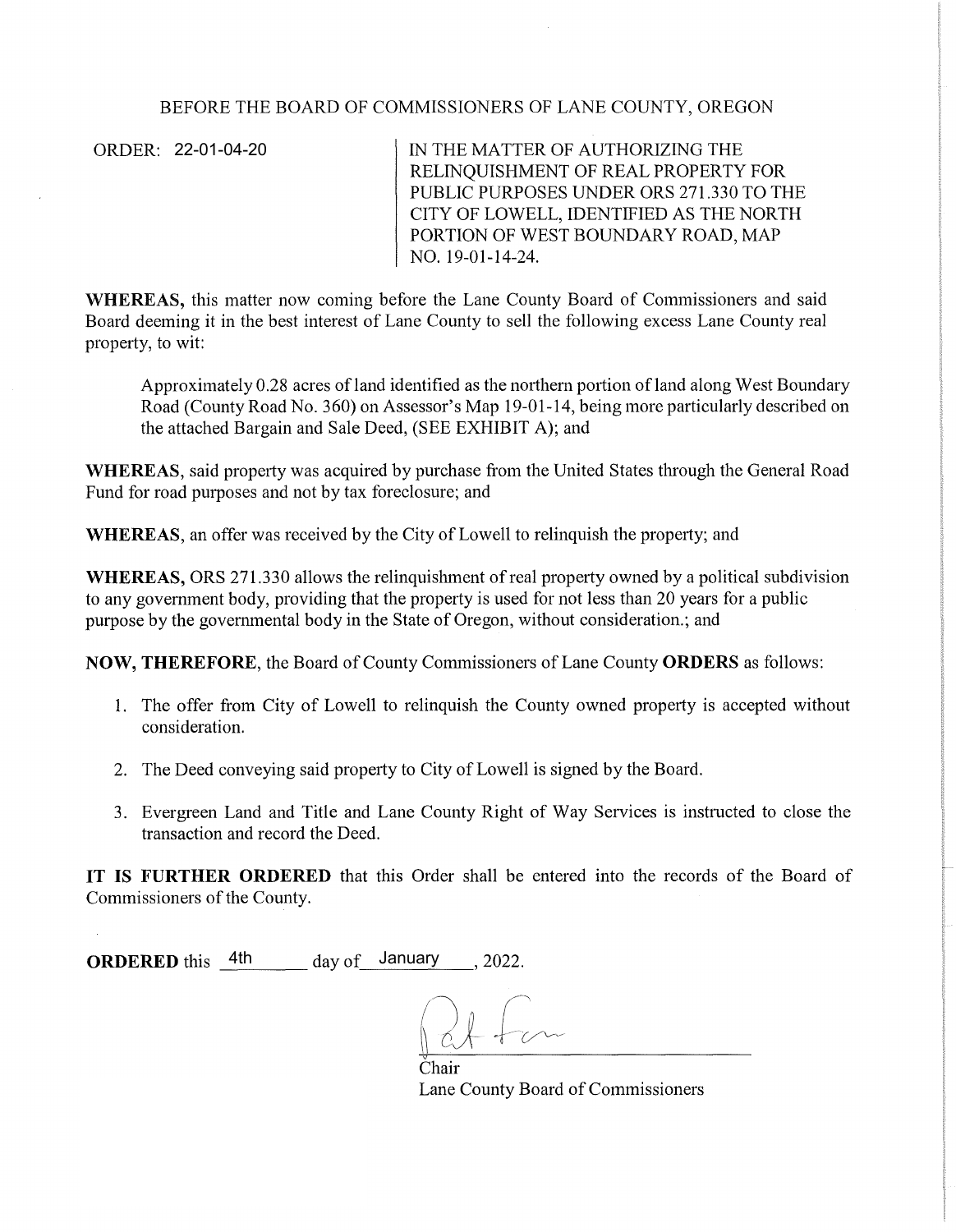BEFORE THE BOARD OF COMMISSIONERS OF LANE COUNTY, OREGON

ORDER: 22-01-04-20

IN THE MATTER OF AUTHORIZING THE RELINQUISHMENT OF REAL PROPERTY FOR PUBLIC PURPOSES UNDER ORS 271.330 TO THE CITY OF LOWELL, IDENTIFIED AS THE NORTH PORTION OF WEST BOUNDARY ROAD, MAP NO. 19-01-14-24.

**WHEREAS,** this matter now coming before the Lane County Board of Commissioners and said Board deeming it in the best interest of Lane County to sell the following excess Lane County real property, to wit:

> Approximately 0.28 acres of land identified as the northern portion of land along West Boundary Road (County Road No. 360) on Assessor's Map 19-01-14, being more particularly described on the attached Bargain and Sale Deed, (SEE EXHIBIT A); and

**WHEREAS,** said property was acquired by purchase from the United States through the General Road Fund for road purposes and not by tax foreclosure; and

**WHEREAS,** an offer was received by the City of Lowell to relinquish the property; and

**WHEREAS,** ORS 271.330 allows the relinquishment of real property owned by a political subdivision to any government body, providing that the property is used for not less than 20 years for a public purpose by the governmental body in the State of Oregon, without consideration.; and

**NOW, THEREFORE,** the Board of County Commissioners of Lane County **ORDERS** as follows:

1. The offer from City of Lowell to relinquish the County owned property is accepted without consideration.
2. The Deed conveying said property to City of Lowell is signed by the Board.
3. Evergreen Land and Title and Lane County Right of Way Services is instructed to close the transaction and record the Deed.

**IT IS FURTHER ORDERED** that this Order shall be entered into the records of the Board of Commissioners of the County.

**ORDERED** this 4th day of January, 2022.

Chair
Lane County Board of Commissioners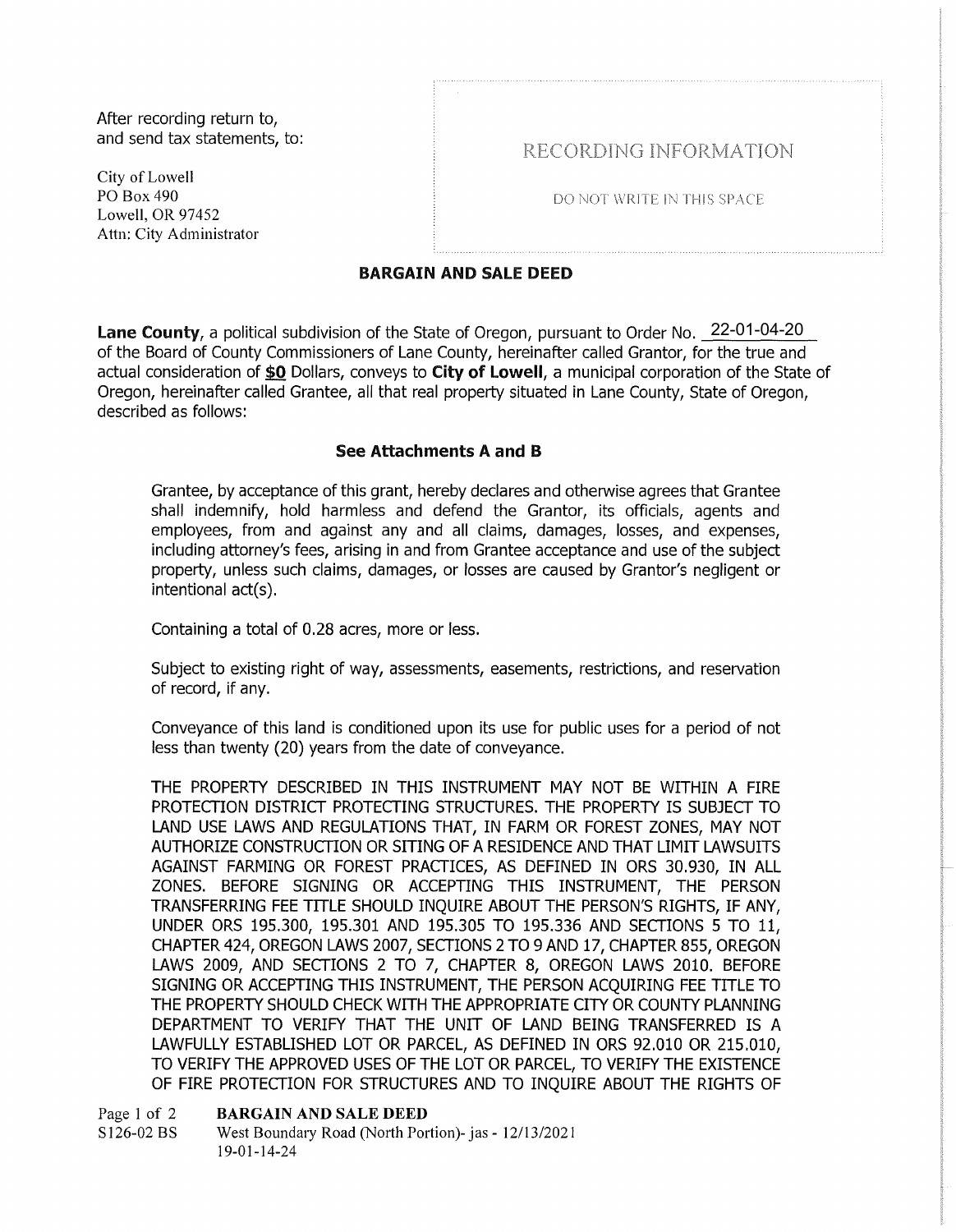After recording return to,
and send tax statements, to:

City of Lowell
PO Box 490
Lowell, OR 97452
Attn: City Administrator

RECORDING INFORMATION

DO NOT WRITE IN THIS SPACE

## BARGAIN AND SALE DEED

**Lane County**, a political subdivision of the State of Oregon, pursuant to Order No. 22-01-04-20 of the Board of County Commissioners of Lane County, hereinafter called Grantor, for the true and actual consideration of **$0** Dollars, conveys to **City of Lowell**, a municipal corporation of the State of Oregon, hereinafter called Grantee, all that real property situated in Lane County, State of Oregon, described as follows:

### See Attachments A and B

Grantee, by acceptance of this grant, hereby declares and otherwise agrees that Grantee shall indemnify, hold harmless and defend the Grantor, its officials, agents and employees, from and against any and all claims, damages, losses, and expenses, including attorney's fees, arising in and from Grantee acceptance and use of the subject property, unless such claims, damages, or losses are caused by Grantor's negligent or intentional act(s).

Containing a total of 0.28 acres, more or less.

Subject to existing right of way, assessments, easements, restrictions, and reservation of record, if any.

Conveyance of this land is conditioned upon its use for public uses for a period of not less than twenty (20) years from the date of conveyance.

THE PROPERTY DESCRIBED IN THIS INSTRUMENT MAY NOT BE WITHIN A FIRE PROTECTION DISTRICT PROTECTING STRUCTURES. THE PROPERTY IS SUBJECT TO LAND USE LAWS AND REGULATIONS THAT, IN FARM OR FOREST ZONES, MAY NOT AUTHORIZE CONSTRUCTION OR SITING OF A RESIDENCE AND THAT LIMIT LAWSUITS AGAINST FARMING OR FOREST PRACTICES, AS DEFINED IN ORS 30.930, IN ALL ZONES. BEFORE SIGNING OR ACCEPTING THIS INSTRUMENT, THE PERSON TRANSFERRING FEE TITLE SHOULD INQUIRE ABOUT THE PERSON'S RIGHTS, IF ANY, UNDER ORS 195.300, 195.301 AND 195.305 TO 195.336 AND SECTIONS 5 TO 11, CHAPTER 424, OREGON LAWS 2007, SECTIONS 2 TO 9 AND 17, CHAPTER 855, OREGON LAWS 2009, AND SECTIONS 2 TO 7, CHAPTER 8, OREGON LAWS 2010. BEFORE SIGNING OR ACCEPTING THIS INSTRUMENT, THE PERSON ACQUIRING FEE TITLE TO THE PROPERTY SHOULD CHECK WITH THE APPROPRIATE CITY OR COUNTY PLANNING DEPARTMENT TO VERIFY THAT THE UNIT OF LAND BEING TRANSFERRED IS A LAWFULLY ESTABLISHED LOT OR PARCEL, AS DEFINED IN ORS 92.010 OR 215.010, TO VERIFY THE APPROVED USES OF THE LOT OR PARCEL, TO VERIFY THE EXISTENCE OF FIRE PROTECTION FOR STRUCTURES AND TO INQUIRE ABOUT THE RIGHTS OF

S126-02 BS West Boundary Road (North Portion)- jas - 12/13/2021
19-01-14-24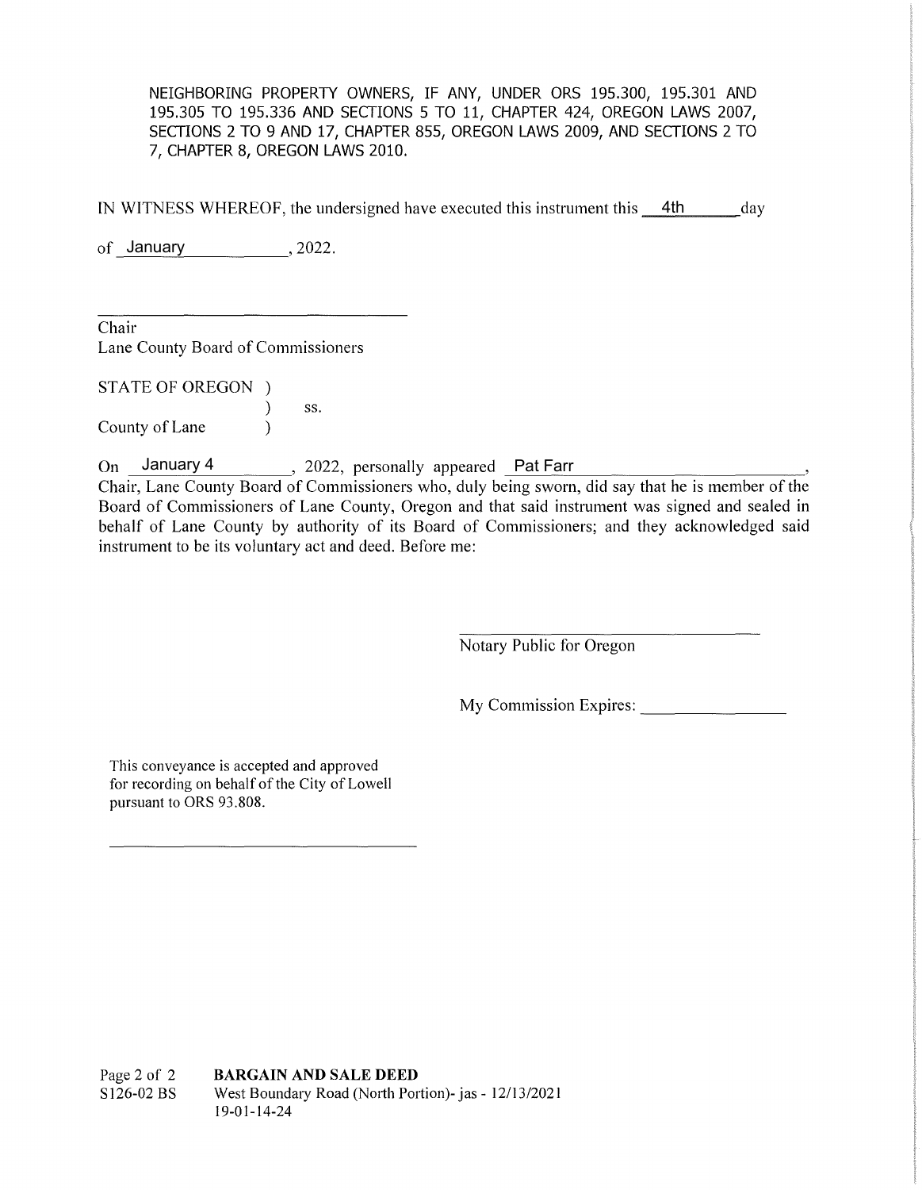NEIGHBORING PROPERTY OWNERS, IF ANY, UNDER ORS 195.300, 195.301 AND 195.305 TO 195.336 AND SECTIONS 5 TO 11, CHAPTER 424, OREGON LAWS 2007, SECTIONS 2 TO 9 AND 17, CHAPTER 855, OREGON LAWS 2009, AND SECTIONS 2 TO 7, CHAPTER 8, OREGON LAWS 2010.

IN WITNESS WHEREOF, the undersigned have executed this instrument this 4th day of January, 2022.

\_\_\_\_\_\_\_\_\_\_\_\_\_\_\_\_\_\_\_\_\_\_\_\_\_\_\_\_\_\_\_\_\_\_

Chair
Lane County Board of Commissioners

STATE OF OREGON )
) ss.
County of Lane )

On January 4, 2022, personally appeared Pat Farr, Chair, Lane County Board of Commissioners who, duly being sworn, did say that he is member of the Board of Commissioners of Lane County, Oregon and that said instrument was signed and sealed in behalf of Lane County by authority of its Board of Commissioners; and they acknowledged said instrument to be its voluntary act and deed. Before me:

\_\_\_\_\_\_\_\_\_\_\_\_\_\_\_\_\_\_\_\_\_\_\_\_\_\_\_\_\_\_\_\_\_\_

Notary Public for Oregon

My Commission Expires: \_\_\_\_\_\_\_\_\_\_\_\_\_\_\_\_

This conveyance is accepted and approved for recording on behalf of the City of Lowell pursuant to ORS 93.808.

\_\_\_\_\_\_\_\_\_\_\_\_\_\_\_\_\_\_\_\_\_\_\_\_\_\_\_\_\_\_\_\_\_\_

S126-02 BS **BARGAIN AND SALE DEED**
West Boundary Road (North Portion)- jas - 12/13/2021
19-01-14-24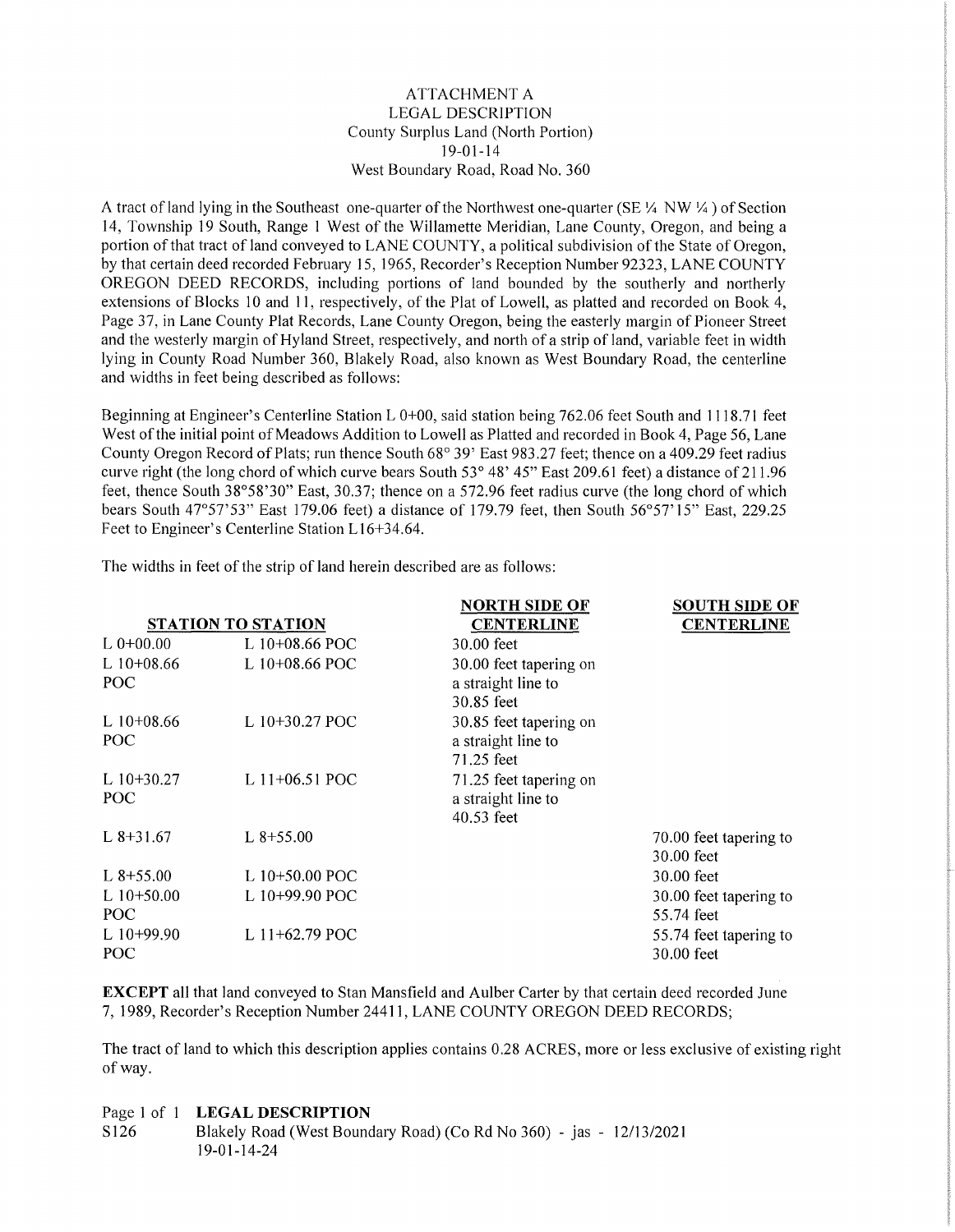ATTACHMENT A
LEGAL DESCRIPTION
County Surplus Land (North Portion)
19-01-14
West Boundary Road, Road No. 360

A tract of land lying in the Southeast one-quarter of the Northwest one-quarter (SE ¼ NW ¼ ) of Section 14, Township 19 South, Range 1 West of the Willamette Meridian, Lane County, Oregon, and being a portion of that tract of land conveyed to LANE COUNTY, a political subdivision of the State of Oregon, by that certain deed recorded February 15, 1965, Recorder's Reception Number 92323, LANE COUNTY OREGON DEED RECORDS, including portions of land bounded by the southerly and northerly extensions of Blocks 10 and 11, respectively, of the Plat of Lowell, as platted and recorded on Book 4, Page 37, in Lane County Plat Records, Lane County Oregon, being the easterly margin of Pioneer Street and the westerly margin of Hyland Street, respectively, and north of a strip of land, variable feet in width lying in County Road Number 360, Blakely Road, also known as West Boundary Road, the centerline and widths in feet being described as follows:

Beginning at Engineer's Centerline Station L 0+00, said station being 762.06 feet South and 1118.71 feet West of the initial point of Meadows Addition to Lowell as Platted and recorded in Book 4, Page 56, Lane County Oregon Record of Plats; run thence South 68° 39' East 983.27 feet; thence on a 409.29 feet radius curve right (the long chord of which curve bears South 53° 48' 45" East 209.61 feet) a distance of 211.96 feet, thence South 38°58'30" East, 30.37; thence on a 572.96 feet radius curve (the long chord of which bears South 47°57'53" East 179.06 feet) a distance of 179.79 feet, then South 56°57'15" East, 229.25 Feet to Engineer's Centerline Station L16+34.64.

The widths in feet of the strip of land herein described are as follows:

| STATION TO STATION | | NORTH SIDE OF CENTERLINE | SOUTH SIDE OF CENTERLINE |
|---|---|---|---|
| L 0+00.00 | L 10+08.66 POC | 30.00 feet | |
| L 10+08.66 POC | L 10+08.66 POC | 30.00 feet tapering on a straight line to 30.85 feet | |
| L 10+08.66 POC | L 10+30.27 POC | 30.85 feet tapering on a straight line to 71.25 feet | |
| L 10+30.27 POC | L 11+06.51 POC | 71.25 feet tapering on a straight line to 40.53 feet | |
| L 8+31.67 | L 8+55.00 | | 70.00 feet tapering to 30.00 feet |
| L 8+55.00 | L 10+50.00 POC | | 30.00 feet |
| L 10+50.00 POC | L 10+99.90 POC | | 30.00 feet tapering to 55.74 feet |
| L 10+99.90 POC | L 11+62.79 POC | | 55.74 feet tapering to 30.00 feet |

**EXCEPT** all that land conveyed to Stan Mansfield and Aulber Carter by that certain deed recorded June 7, 1989, Recorder's Reception Number 24411, LANE COUNTY OREGON DEED RECORDS;

The tract of land to which this description applies contains 0.28 ACRES, more or less exclusive of existing right of way.

Page 1 of 1 **LEGAL DESCRIPTION**
S126 Blakely Road (West Boundary Road) (Co Rd No 360) - jas - 12/13/2021
19-01-14-24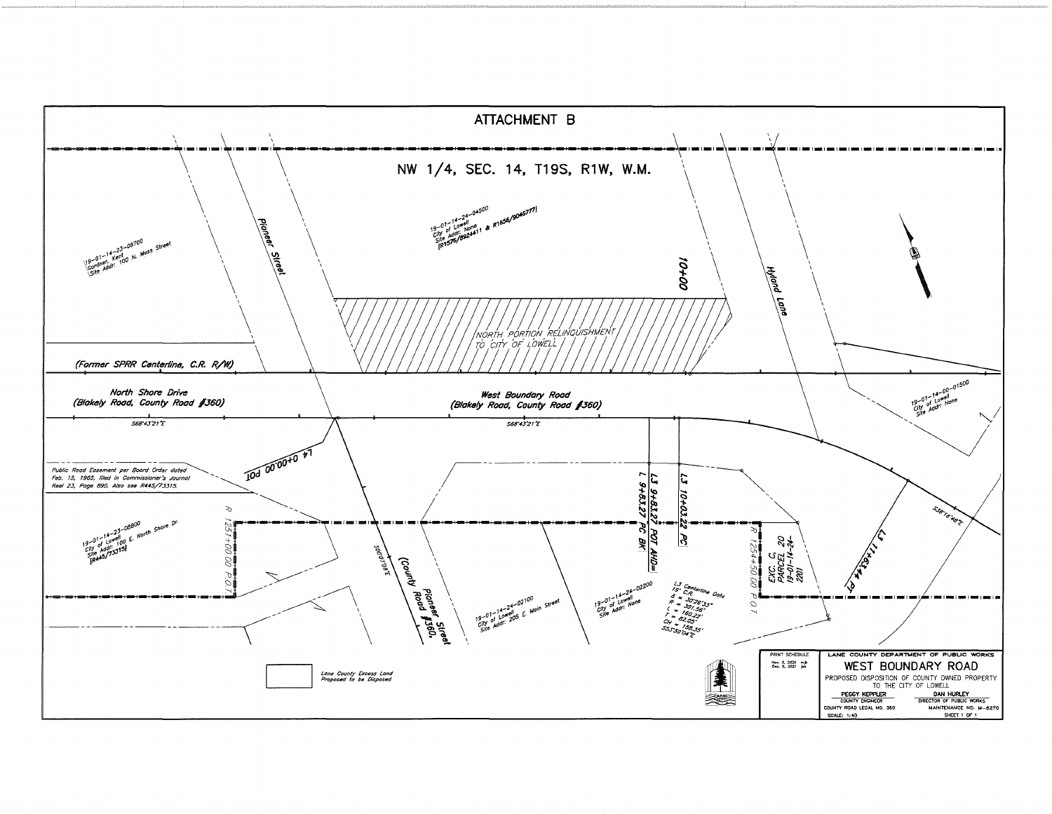# ATTACHMENT B

NW 1/4, SEC. 14, T19S, R1W, W.M.

19-01-14-23-09700
Gardner, Kent
Site Addr: 100 N. Moss Street

Pioneer Street

19-01-14-24-04500
City of Lowell
Site Addr: None
[R1576/8924411 & R1656/9046777]

10+00

Hyland Lane

NORTH PORTION RELINQUISHMENT TO CITY OF LOWELL

(Former SPRR Centerline, C.R. R/W)

North Shore Drive
(Blakely Road, County Road #360)

West Boundary Road
(Blakely Road, County Road #360)

19-01-14-00-01500
City of Lowell
Site Addr: None

S68°43'21"E

S68°43'21"E

L4 0+00.00 POT

Public Road Easement per Board Order dated Feb. 15, 1965, filed in Commissioner's Journal Reel 23, Page 890. Also see R445/73315.

L3 9+83.27 POT AHD=
L 9+83.27 PC BK

L3 10+03.22 PC

S38°16'48"E

L3 11+63.44 PI

19-01-14-23-08800
City of Lowell
Site Addr: 100 E. North Shore Dr.
[R445/73315]

R 1251+00.00 P.O.T.

S00°07'08"E

(County Road #360)
Pioneer Street

R 1254+50.00 P.O.T.

EXC. C,
PARCEL 20
19-01-14-24-2201

19-01-14-24-02100
City of Lowell
Site Addr: 205 E. Main Street

19-01-14-24-02200
City of Lowell
Site Addr: None

L3 Centerline Data
15' C.R.
Δ = 30°26'33"
R = 301.56'
L = 160.22'
T = 82.05'
CH = 158.35'
S53°30'04"E

Lane County Excess Land Proposed to be Disposed

| PRINT SCHEDULE | LANE COUNTY DEPARTMENT OF PUBLIC WORKS | |
|---|---|---|
| Nov. 3, 2020 mb<br>Dec. 6, 2021 jsa | **WEST BOUNDARY ROAD**<br>PROPOSED DISPOSITION OF COUNTY OWNED PROPERTY TO THE CITY OF LOWELL | |
| | PEGGY KEPPLER<br>COUNTY ENGINEER | DAN HURLEY<br>DIRECTOR OF PUBLIC WORKS |
| | COUNTY ROAD LEGAL NO. 360 | MAINTENANCE NO. M-6270 |
| | SCALE: 1:40 | SHEET 1 OF 1 |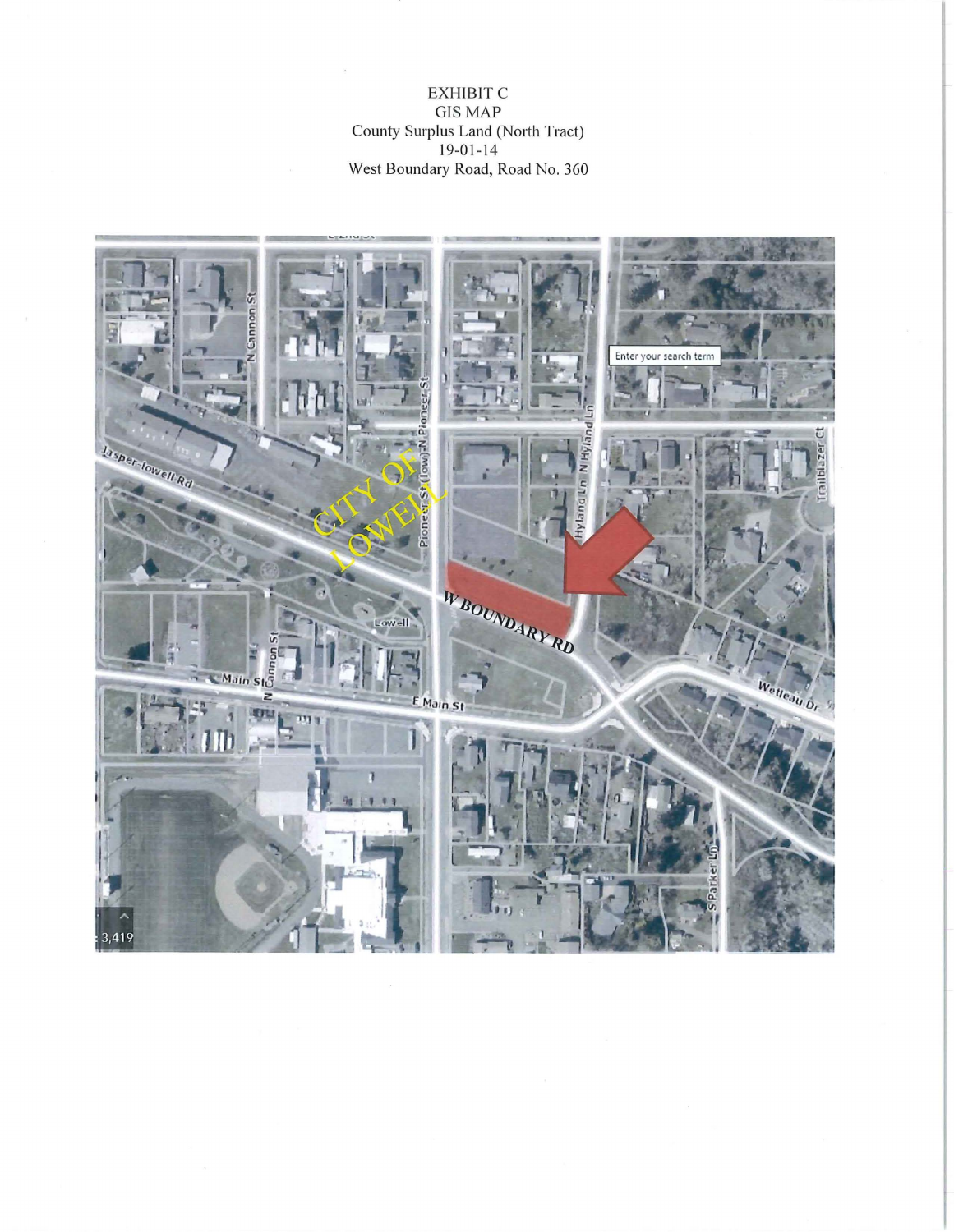EXHIBIT C

GIS MAP

County Surplus Land (North Tract)

19-01-14

West Boundary Road, Road No. 360

CITY OF LOWELL

W BOUNDARY RD

Jasper-Lowell Rd

N Cannon St

Pioneer St (low) N Pioneer St

Hyland Ln N Hyland Ln

Trailblazer Ct

Enter your search term

Lowell

Main St

N Cannon St

E Main St

Wetleau Dr

S Parker Ln

3,419